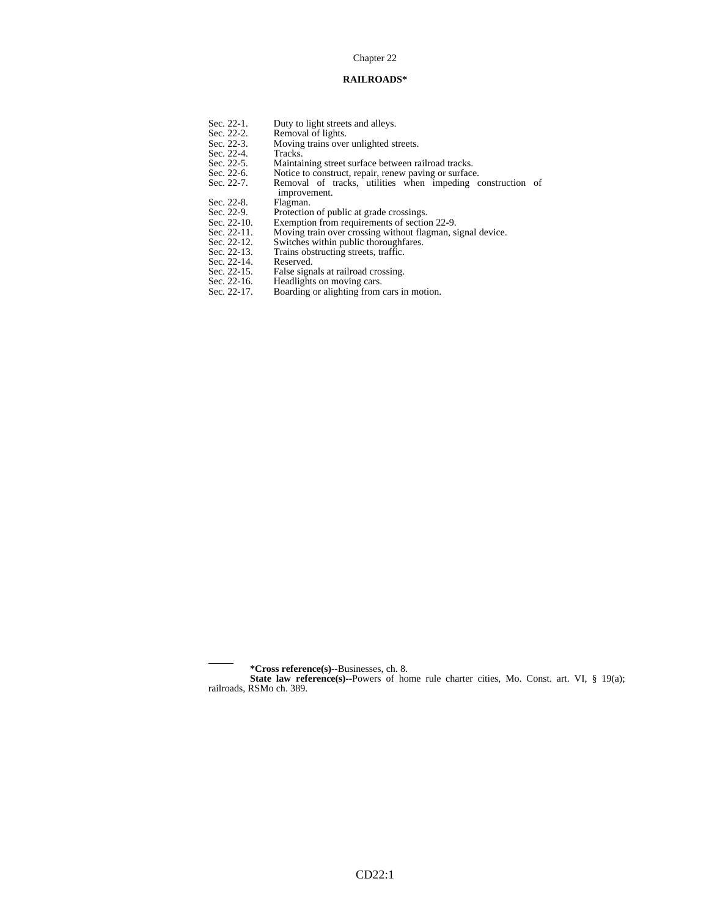Chapter 22

# RAILROADS*

| | |
|---|---|
| Sec. 22-1. | Duty to light streets and alleys. |
| Sec. 22-2. | Removal of lights. |
| Sec. 22-3. | Moving trains over unlighted streets. |
| Sec. 22-4. | Tracks. |
| Sec. 22-5. | Maintaining street surface between railroad tracks. |
| Sec. 22-6. | Notice to construct, repair, renew paving or surface. |
| Sec. 22-7. | Removal of tracks, utilities when impeding construction of improvement. |
| Sec. 22-8. | Flagman. |
| Sec. 22-9. | Protection of public at grade crossings. |
| Sec. 22-10. | Exemption from requirements of section 22-9. |
| Sec. 22-11. | Moving train over crossing without flagman, signal device. |
| Sec. 22-12. | Switches within public thoroughfares. |
| Sec. 22-13. | Trains obstructing streets, traffic. |
| Sec. 22-14. | Reserved. |
| Sec. 22-15. | False signals at railroad crossing. |
| Sec. 22-16. | Headlights on moving cars. |
| Sec. 22-17. | Boarding or alighting from cars in motion. |

---

**\*Cross reference(s)--**Businesses, ch. 8.

**State law reference(s)--**Powers of home rule charter cities, Mo. Const. art. VI, § 19(a); railroads, RSMo ch. 389.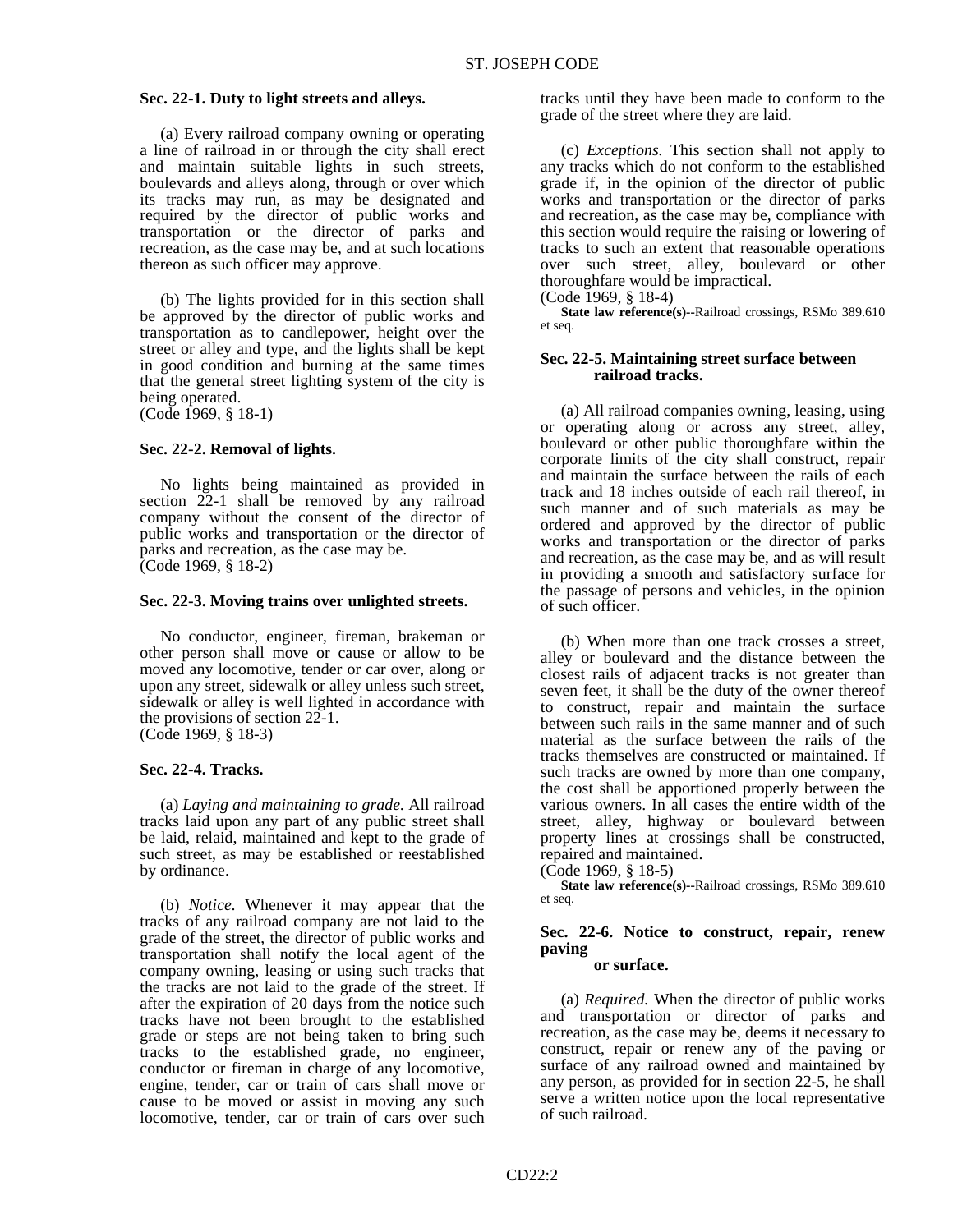**Sec. 22-1. Duty to light streets and alleys.**

(a) Every railroad company owning or operating a line of railroad in or through the city shall erect and maintain suitable lights in such streets, boulevards and alleys along, through or over which its tracks may run, as may be designated and required by the director of public works and transportation or the director of parks and recreation, as the case may be, and at such locations thereon as such officer may approve.

(b) The lights provided for in this section shall be approved by the director of public works and transportation as to candlepower, height over the street or alley and type, and the lights shall be kept in good condition and burning at the same times that the general street lighting system of the city is being operated.
(Code 1969, § 18-1)

**Sec. 22-2. Removal of lights.**

No lights being maintained as provided in section 22-1 shall be removed by any railroad company without the consent of the director of public works and transportation or the director of parks and recreation, as the case may be.
(Code 1969, § 18-2)

**Sec. 22-3. Moving trains over unlighted streets.**

No conductor, engineer, fireman, brakeman or other person shall move or cause or allow to be moved any locomotive, tender or car over, along or upon any street, sidewalk or alley unless such street, sidewalk or alley is well lighted in accordance with the provisions of section 22-1.
(Code 1969, § 18-3)

**Sec. 22-4. Tracks.**

(a) *Laying and maintaining to grade.* All railroad tracks laid upon any part of any public street shall be laid, relaid, maintained and kept to the grade of such street, as may be established or reestablished by ordinance.

(b) *Notice.* Whenever it may appear that the tracks of any railroad company are not laid to the grade of the street, the director of public works and transportation shall notify the local agent of the company owning, leasing or using such tracks that the tracks are not laid to the grade of the street. If after the expiration of 20 days from the notice such tracks have not been brought to the established grade or steps are not being taken to bring such tracks to the established grade, no engineer, conductor or fireman in charge of any locomotive, engine, tender, car or train of cars shall move or cause to be moved or assist in moving any such locomotive, tender, car or train of cars over such tracks until they have been made to conform to the grade of the street where they are laid.

(c) *Exceptions.* This section shall not apply to any tracks which do not conform to the established grade if, in the opinion of the director of public works and transportation or the director of parks and recreation, as the case may be, compliance with this section would require the raising or lowering of tracks to such an extent that reasonable operations over such street, alley, boulevard or other thoroughfare would be impractical.
(Code 1969, § 18-4)

**State law reference(s)**--Railroad crossings, RSMo 389.610 et seq.

**Sec. 22-5. Maintaining street surface between railroad tracks.**

(a) All railroad companies owning, leasing, using or operating along or across any street, alley, boulevard or other public thoroughfare within the corporate limits of the city shall construct, repair and maintain the surface between the rails of each track and 18 inches outside of each rail thereof, in such manner and of such materials as may be ordered and approved by the director of public works and transportation or the director of parks and recreation, as the case may be, and as will result in providing a smooth and satisfactory surface for the passage of persons and vehicles, in the opinion of such officer.

(b) When more than one track crosses a street, alley or boulevard and the distance between the closest rails of adjacent tracks is not greater than seven feet, it shall be the duty of the owner thereof to construct, repair and maintain the surface between such rails in the same manner and of such material as the surface between the rails of the tracks themselves are constructed or maintained. If such tracks are owned by more than one company, the cost shall be apportioned properly between the various owners. In all cases the entire width of the street, alley, highway or boulevard between property lines at crossings shall be constructed, repaired and maintained.
(Code 1969, § 18-5)

**State law reference(s)**--Railroad crossings, RSMo 389.610 et seq.

**Sec. 22-6. Notice to construct, repair, renew paving or surface.**

(a) *Required.* When the director of public works and transportation or director of parks and recreation, as the case may be, deems it necessary to construct, repair or renew any of the paving or surface of any railroad owned and maintained by any person, as provided for in section 22-5, he shall serve a written notice upon the local representative of such railroad.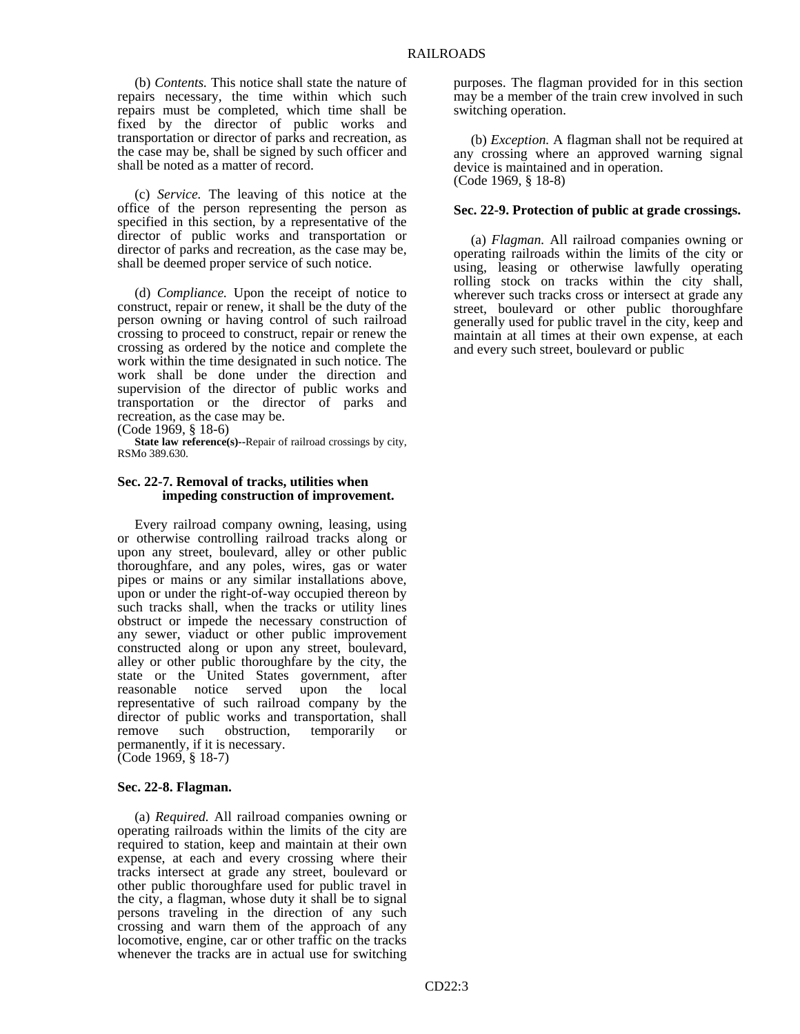(b) *Contents.* This notice shall state the nature of repairs necessary, the time within which such repairs must be completed, which time shall be fixed by the director of public works and transportation or director of parks and recreation, as the case may be, shall be signed by such officer and shall be noted as a matter of record.

(c) *Service.* The leaving of this notice at the office of the person representing the person as specified in this section, by a representative of the director of public works and transportation or director of parks and recreation, as the case may be, shall be deemed proper service of such notice.

(d) *Compliance.* Upon the receipt of notice to construct, repair or renew, it shall be the duty of the person owning or having control of such railroad crossing to proceed to construct, repair or renew the crossing as ordered by the notice and complete the work within the time designated in such notice. The work shall be done under the direction and supervision of the director of public works and transportation or the director of parks and recreation, as the case may be.
(Code 1969, § 18-6)

**State law reference(s)**--Repair of railroad crossings by city, RSMo 389.630.

### Sec. 22-7. Removal of tracks, utilities when impeding construction of improvement.

Every railroad company owning, leasing, using or otherwise controlling railroad tracks along or upon any street, boulevard, alley or other public thoroughfare, and any poles, wires, gas or water pipes or mains or any similar installations above, upon or under the right-of-way occupied thereon by such tracks shall, when the tracks or utility lines obstruct or impede the necessary construction of any sewer, viaduct or other public improvement constructed along or upon any street, boulevard, alley or other public thoroughfare by the city, the state or the United States government, after reasonable notice served upon the local representative of such railroad company by the director of public works and transportation, shall remove such obstruction, temporarily or permanently, if it is necessary.
(Code 1969, § 18-7)

### Sec. 22-8. Flagman.

(a) *Required.* All railroad companies owning or operating railroads within the limits of the city are required to station, keep and maintain at their own expense, at each and every crossing where their tracks intersect at grade any street, boulevard or other public thoroughfare used for public travel in the city, a flagman, whose duty it shall be to signal persons traveling in the direction of any such crossing and warn them of the approach of any locomotive, engine, car or other traffic on the tracks whenever the tracks are in actual use for switching purposes. The flagman provided for in this section may be a member of the train crew involved in such switching operation.

(b) *Exception.* A flagman shall not be required at any crossing where an approved warning signal device is maintained and in operation.
(Code 1969, § 18-8)

### Sec. 22-9. Protection of public at grade crossings.

(a) *Flagman.* All railroad companies owning or operating railroads within the limits of the city or using, leasing or otherwise lawfully operating rolling stock on tracks within the city shall, wherever such tracks cross or intersect at grade any street, boulevard or other public thoroughfare generally used for public travel in the city, keep and maintain at all times at their own expense, at each and every such street, boulevard or public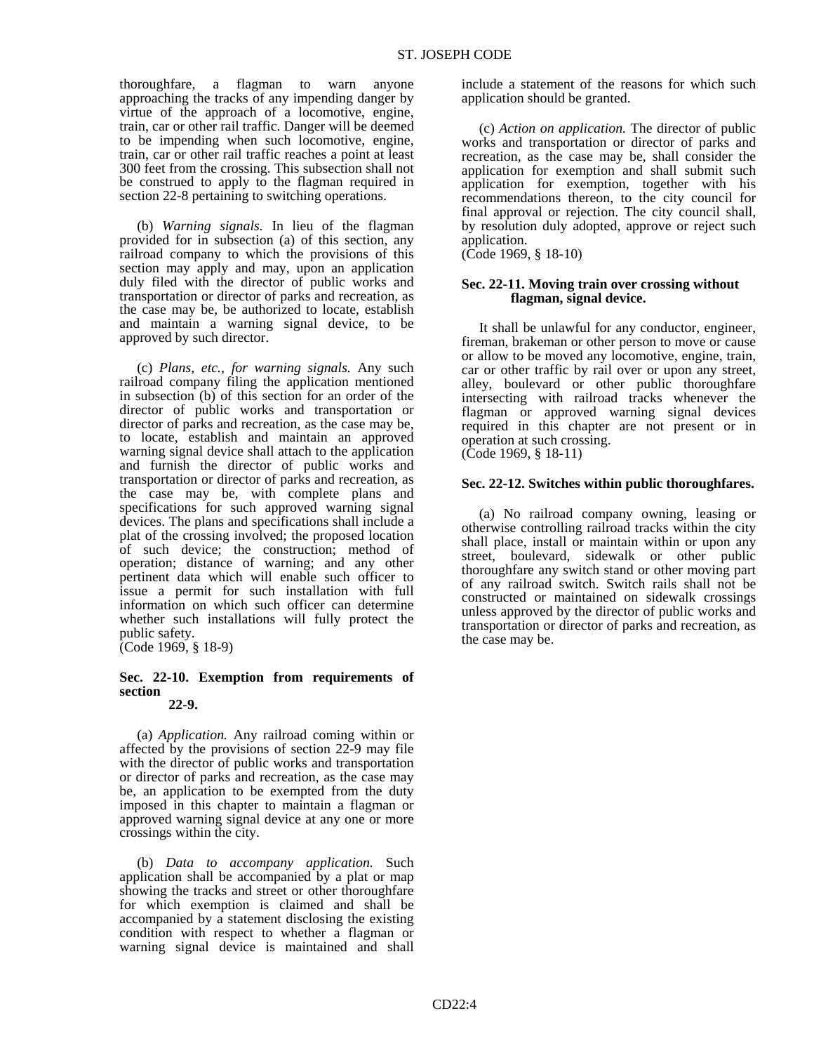thoroughfare, a flagman to warn anyone approaching the tracks of any impending danger by virtue of the approach of a locomotive, engine, train, car or other rail traffic. Danger will be deemed to be impending when such locomotive, engine, train, car or other rail traffic reaches a point at least 300 feet from the crossing. This subsection shall not be construed to apply to the flagman required in section 22-8 pertaining to switching operations.

(b) *Warning signals.* In lieu of the flagman provided for in subsection (a) of this section, any railroad company to which the provisions of this section may apply and may, upon an application duly filed with the director of public works and transportation or director of parks and recreation, as the case may be, be authorized to locate, establish and maintain a warning signal device, to be approved by such director.

(c) *Plans, etc., for warning signals.* Any such railroad company filing the application mentioned in subsection (b) of this section for an order of the director of public works and transportation or director of parks and recreation, as the case may be, to locate, establish and maintain an approved warning signal device shall attach to the application and furnish the director of public works and transportation or director of parks and recreation, as the case may be, with complete plans and specifications for such approved warning signal devices. The plans and specifications shall include a plat of the crossing involved; the proposed location of such device; the construction; method of operation; distance of warning; and any other pertinent data which will enable such officer to issue a permit for such installation with full information on which such officer can determine whether such installations will fully protect the public safety.
(Code 1969, § 18-9)

**Sec. 22-10. Exemption from requirements of section 22-9.**

(a) *Application.* Any railroad coming within or affected by the provisions of section 22-9 may file with the director of public works and transportation or director of parks and recreation, as the case may be, an application to be exempted from the duty imposed in this chapter to maintain a flagman or approved warning signal device at any one or more crossings within the city.

(b) *Data to accompany application.* Such application shall be accompanied by a plat or map showing the tracks and street or other thoroughfare for which exemption is claimed and shall be accompanied by a statement disclosing the existing condition with respect to whether a flagman or warning signal device is maintained and shall include a statement of the reasons for which such application should be granted.

(c) *Action on application.* The director of public works and transportation or director of parks and recreation, as the case may be, shall consider the application for exemption and shall submit such application for exemption, together with his recommendations thereon, to the city council for final approval or rejection. The city council shall, by resolution duly adopted, approve or reject such application.
(Code 1969, § 18-10)

**Sec. 22-11. Moving train over crossing without flagman, signal device.**

It shall be unlawful for any conductor, engineer, fireman, brakeman or other person to move or cause or allow to be moved any locomotive, engine, train, car or other traffic by rail over or upon any street, alley, boulevard or other public thoroughfare intersecting with railroad tracks whenever the flagman or approved warning signal devices required in this chapter are not present or in operation at such crossing.
(Code 1969, § 18-11)

**Sec. 22-12. Switches within public thoroughfares.**

(a) No railroad company owning, leasing or otherwise controlling railroad tracks within the city shall place, install or maintain within or upon any street, boulevard, sidewalk or other public thoroughfare any switch stand or other moving part of any railroad switch. Switch rails shall not be constructed or maintained on sidewalk crossings unless approved by the director of public works and transportation or director of parks and recreation, as the case may be.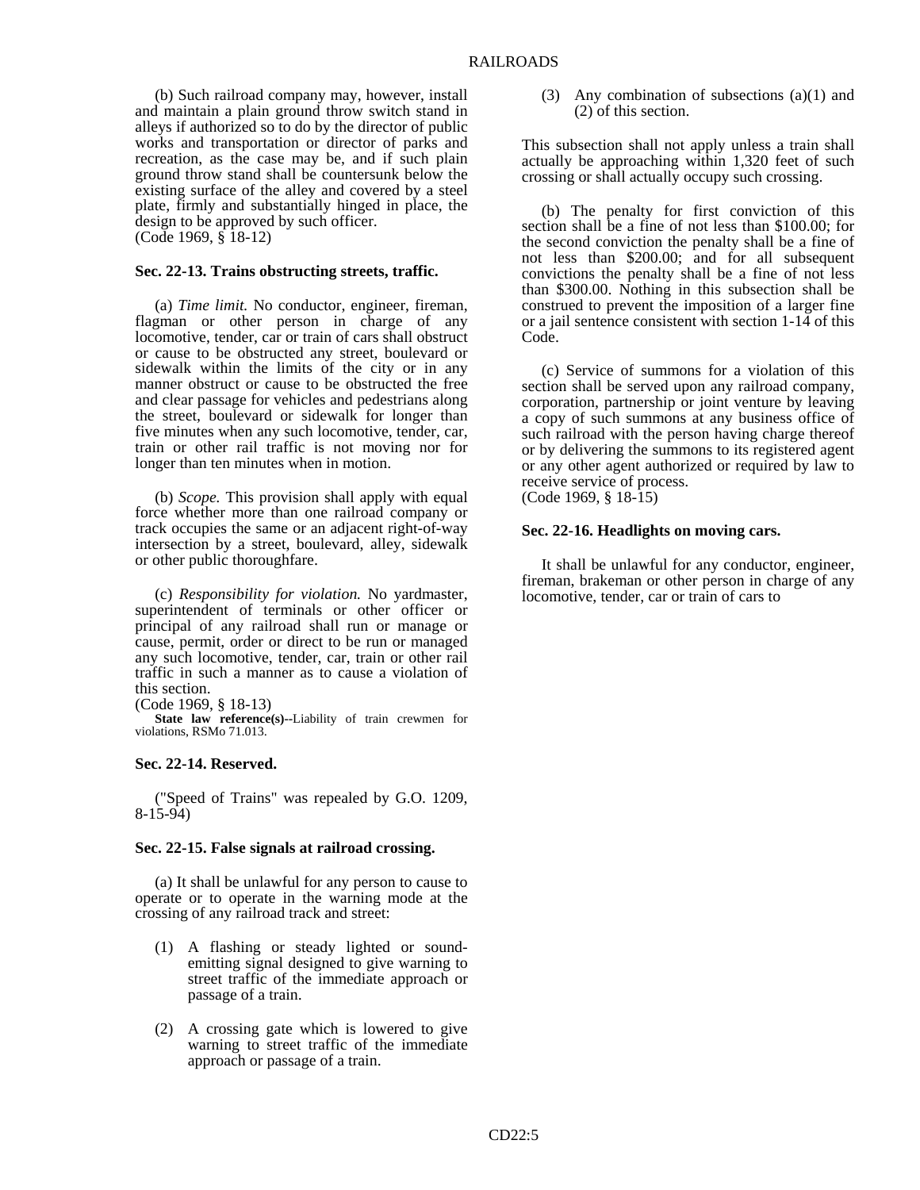(b) Such railroad company may, however, install and maintain a plain ground throw switch stand in alleys if authorized so to do by the director of public works and transportation or director of parks and recreation, as the case may be, and if such plain ground throw stand shall be countersunk below the existing surface of the alley and covered by a steel plate, firmly and substantially hinged in place, the design to be approved by such officer.
(Code 1969, § 18-12)

### Sec. 22-13. Trains obstructing streets, traffic.

(a) *Time limit.* No conductor, engineer, fireman, flagman or other person in charge of any locomotive, tender, car or train of cars shall obstruct or cause to be obstructed any street, boulevard or sidewalk within the limits of the city or in any manner obstruct or cause to be obstructed the free and clear passage for vehicles and pedestrians along the street, boulevard or sidewalk for longer than five minutes when any such locomotive, tender, car, train or other rail traffic is not moving nor for longer than ten minutes when in motion.

(b) *Scope.* This provision shall apply with equal force whether more than one railroad company or track occupies the same or an adjacent right-of-way intersection by a street, boulevard, alley, sidewalk or other public thoroughfare.

(c) *Responsibility for violation.* No yardmaster, superintendent of terminals or other officer or principal of any railroad shall run or manage or cause, permit, order or direct to be run or managed any such locomotive, tender, car, train or other rail traffic in such a manner as to cause a violation of this section.
(Code 1969, § 18-13)

**State law reference(s)--**Liability of train crewmen for violations, RSMo 71.013.

### Sec. 22-14. Reserved.

("Speed of Trains" was repealed by G.O. 1209, 8-15-94)

### Sec. 22-15. False signals at railroad crossing.

(a) It shall be unlawful for any person to cause to operate or to operate in the warning mode at the crossing of any railroad track and street:

(1) A flashing or steady lighted or sound-emitting signal designed to give warning to street traffic of the immediate approach or passage of a train.

(2) A crossing gate which is lowered to give warning to street traffic of the immediate approach or passage of a train.

(3) Any combination of subsections (a)(1) and (2) of this section.

This subsection shall not apply unless a train shall actually be approaching within 1,320 feet of such crossing or shall actually occupy such crossing.

(b) The penalty for first conviction of this section shall be a fine of not less than \$100.00; for the second conviction the penalty shall be a fine of not less than \$200.00; and for all subsequent convictions the penalty shall be a fine of not less than \$300.00. Nothing in this subsection shall be construed to prevent the imposition of a larger fine or a jail sentence consistent with section 1-14 of this Code.

(c) Service of summons for a violation of this section shall be served upon any railroad company, corporation, partnership or joint venture by leaving a copy of such summons at any business office of such railroad with the person having charge thereof or by delivering the summons to its registered agent or any other agent authorized or required by law to receive service of process.
(Code 1969, § 18-15)

### Sec. 22-16. Headlights on moving cars.

It shall be unlawful for any conductor, engineer, fireman, brakeman or other person in charge of any locomotive, tender, car or train of cars to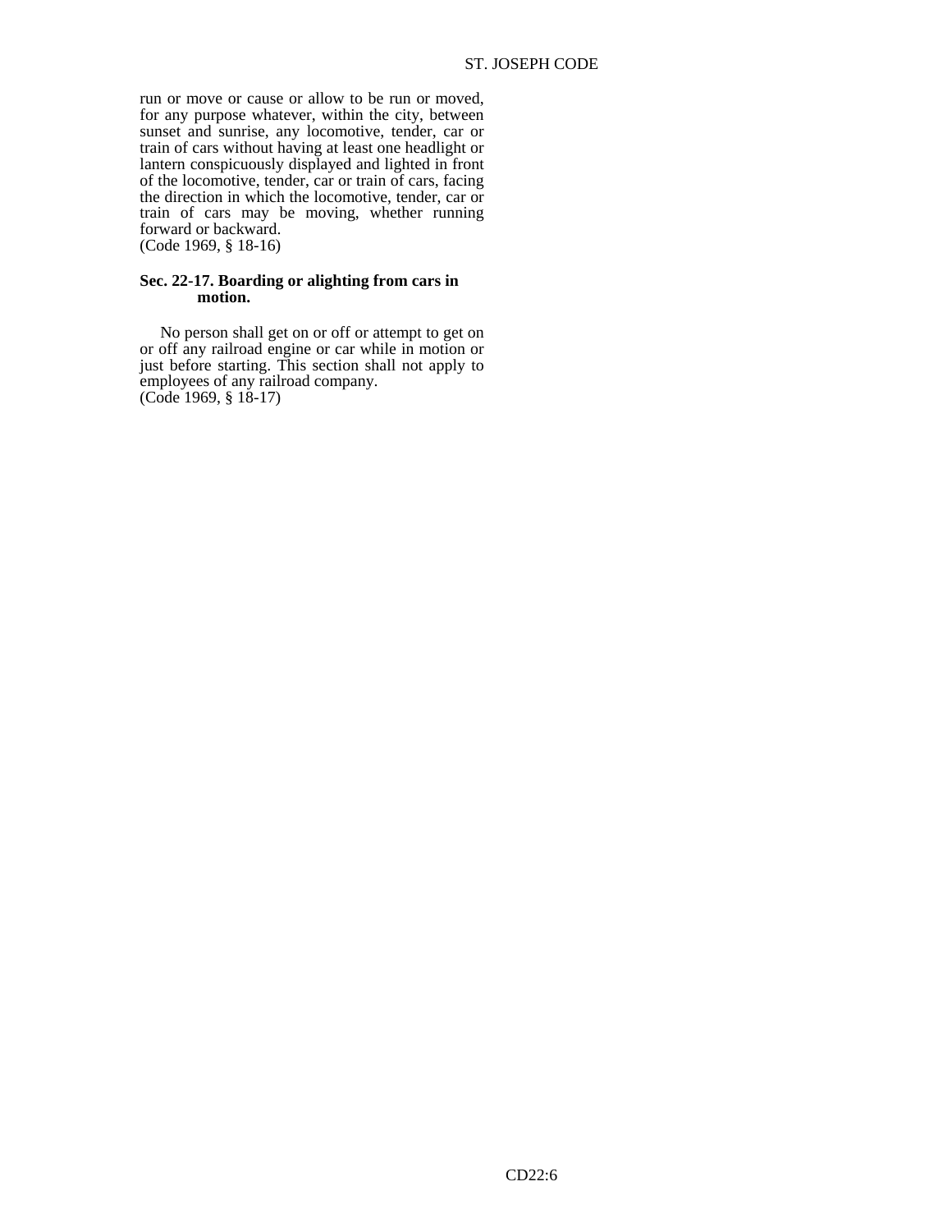run or move or cause or allow to be run or moved, for any purpose whatever, within the city, between sunset and sunrise, any locomotive, tender, car or train of cars without having at least one headlight or lantern conspicuously displayed and lighted in front of the locomotive, tender, car or train of cars, facing the direction in which the locomotive, tender, car or train of cars may be moving, whether running forward or backward.
(Code 1969, § 18-16)

**Sec. 22-17. Boarding or alighting from cars in motion.**

No person shall get on or off or attempt to get on or off any railroad engine or car while in motion or just before starting. This section shall not apply to employees of any railroad company.
(Code 1969, § 18-17)